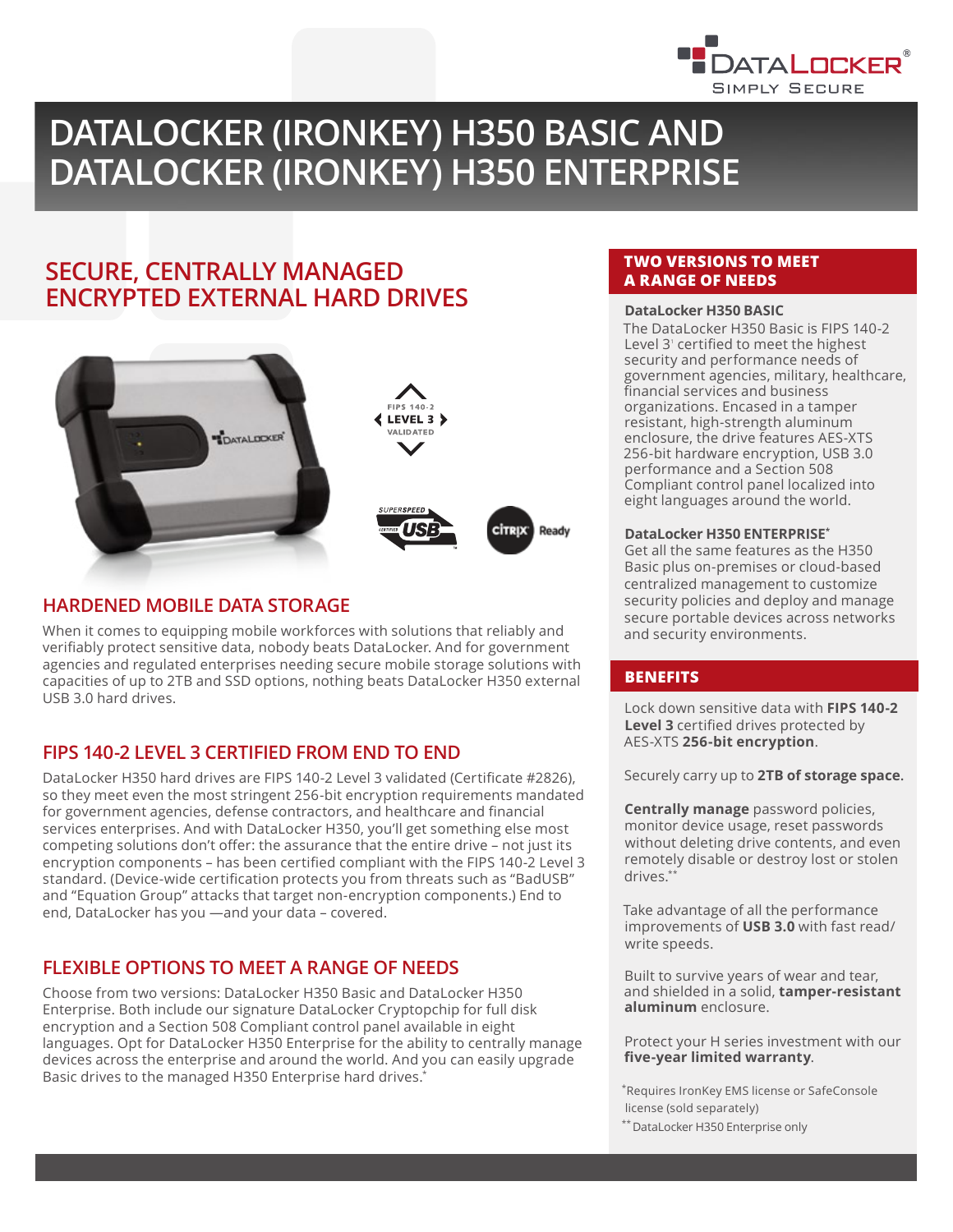# DATALOCKER (IRONKEY) H350 BASIC AND DATALOCKER (IRONKEY) H350 ENTERPRISE

## SECURE, CENTRALLY MANAGED ENCRYPTED EXTERNAL HARD DRIVES

### HARDENED MOBILE DATA STORAGE

When it comes to equipping mobile workforces with solutions that reliably and verifiably protect sensitive data, nobody beats DataLocker. And for government agencies and regulated enterprises needing secure mobile storage solutions with capacities of up to 2TB and SSD options, nothing beats DataLocker H350 external USB 3.0 hard drives.

### FIPS 140-2 LEVEL 3 CERTIFIED FROM END TO END

DataLocker H350 hard drives are FIPS 140-2 Level 3 validated (Certificate #2826), so they meet even the most stringent 256-bit encryption requirements mandated for government agencies, defense contractors, and healthcare and financial services enterprises. And with DataLocker H350, you'll get something else most competing solutions don't offer: the assurance that the entire drive – not just its encryption components – has been certified compliant with the FIPS 140-2 Level 3 standard. (Device-wide certification protects you from threats such as "BadUSB" and "Equation Group" attacks that target non-encryption components.) End to end, DataLocker has you —and your data – covered.

### FLEXIBLE OPTIONS TO MEET A RANGE OF NEEDS

Choose from two versions: DataLocker H350 Basic and DataLocker H350 Enterprise. Both include our signature DataLocker Cryptopchip for full disk encryption and a Section 508 Compliant control panel available in eight languages. Opt for DataLocker H350 Enterprise for the ability to centrally manage devices across the enterprise and around the world. And you can easily upgrade Basic drives to the managed H350 Enterprise hard drives.*

## TWO VERSIONS TO MEET A RANGE OF NEEDS

**DataLocker H350 BASIC**
The DataLocker H350 Basic is FIPS 140-2 Level 3[1] certified to meet the highest security and performance needs of government agencies, military, healthcare, financial services and business organizations. Encased in a tamper resistant, high-strength aluminum enclosure, the drive features AES-XTS 256-bit hardware encryption, USB 3.0 performance and a Section 508 Compliant control panel localized into eight languages around the world.

**DataLocker H350 ENTERPRISE***
Get all the same features as the H350 Basic plus on-premises or cloud-based centralized management to customize security policies and deploy and manage secure portable devices across networks and security environments.

## BENEFITS

Lock down sensitive data with **FIPS 140-2 Level 3** certified drives protected by AES-XTS **256-bit encryption**.

Securely carry up to **2TB of storage space.**

**Centrally manage** password policies, monitor device usage, reset passwords without deleting drive contents, and even remotely disable or destroy lost or stolen drives.**

Take advantage of all the performance improvements of **USB 3.0** with fast read/write speeds.

Built to survive years of wear and tear, and shielded in a solid, **tamper-resistant aluminum** enclosure.

Protect your H series investment with our **five-year limited warranty**.

*Requires IronKey EMS license or SafeConsole license (sold separately)

** DataLocker H350 Enterprise only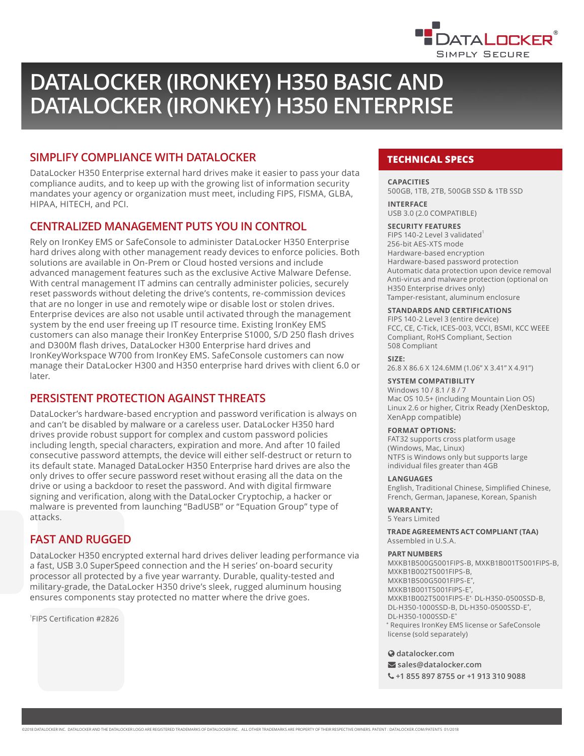# DATALOCKER (IRONKEY) H350 BASIC AND DATALOCKER (IRONKEY) H350 ENTERPRISE

## SIMPLIFY COMPLIANCE WITH DATALOCKER

DataLocker H350 Enterprise external hard drives make it easier to pass your data compliance audits, and to keep up with the growing list of information security mandates your agency or organization must meet, including FIPS, FISMA, GLBA, HIPAA, HITECH, and PCI.

## CENTRALIZED MANAGEMENT PUTS YOU IN CONTROL

Rely on IronKey EMS or SafeConsole to administer DataLocker H350 Enterprise hard drives along with other management ready devices to enforce policies. Both solutions are available in On-Prem or Cloud hosted versions and include advanced management features such as the exclusive Active Malware Defense. With central management IT admins can centrally administer policies, securely reset passwords without deleting the drive's contents, re-commission devices that are no longer in use and remotely wipe or disable lost or stolen drives. Enterprise devices are also not usable until activated through the management system by the end user freeing up IT resource time. Existing IronKey EMS customers can also manage their IronKey Enterprise S1000, S/D 250 flash drives and D300M flash drives, DataLocker H300 Enterprise hard drives and IronKeyWorkspace W700 from IronKey EMS. SafeConsole customers can now manage their DataLocker H300 and H350 enterprise hard drives with client 6.0 or later.

## PERSISTENT PROTECTION AGAINST THREATS

DataLocker's hardware-based encryption and password verification is always on and can't be disabled by malware or a careless user. DataLocker H350 hard drives provide robust support for complex and custom password policies including length, special characters, expiration and more. And after 10 failed consecutive password attempts, the device will either self-destruct or return to its default state. Managed DataLocker H350 Enterprise hard drives are also the only drives to offer secure password reset without erasing all the data on the drive or using a backdoor to reset the password. And with digital firmware signing and verification, along with the DataLocker Cryptochip, a hacker or malware is prevented from launching "BadUSB" or "Equation Group" type of attacks.

## FAST AND RUGGED

DataLocker H350 encrypted external hard drives deliver leading performance via a fast, USB 3.0 SuperSpeed connection and the H series' on-board security processor all protected by a five year warranty. Durable, quality-tested and military-grade, the DataLocker H350 drive's sleek, rugged aluminum housing ensures components stay protected no matter where the drive goes.

[1]FIPS Certification #2826

## TECHNICAL SPECS

**CAPACITIES**
500GB, 1TB, 2TB, 500GB SSD & 1TB SSD

**INTERFACE**
USB 3.0 (2.0 COMPATIBLE)

**SECURITY FEATURES**
FIPS 140-2 Level 3 validated[1]
256-bit AES-XTS mode
Hardware-based encryption
Hardware-based password protection
Automatic data protection upon device removal
Anti-virus and malware protection (optional on H350 Enterprise drives only)
Tamper-resistant, aluminum enclosure

**STANDARDS AND CERTIFICATIONS**
FIPS 140-2 Level 3 (entire device)
FCC, CE, C-Tick, ICES-003, VCCI, BSMI, KCC WEEE Compliant, RoHS Compliant, Section 508 Compliant

**SIZE:**
26.8 X 86.6 X 124.6MM (1.06" X 3.41" X 4.91")

**SYSTEM COMPATIBILITY**
Windows 10 / 8.1 / 8 / 7
Mac OS 10.5+ (including Mountain Lion OS)
Linux 2.6 or higher, Citrix Ready (XenDesktop, XenApp compatible)

**FORMAT OPTIONS:**
FAT32 supports cross platform usage (Windows, Mac, Linux)
NTFS is Windows only but supports large individual files greater than 4GB

**LANGUAGES**
English, Traditional Chinese, Simplified Chinese, French, German, Japanese, Korean, Spanish

**WARRANTY:**
5 Years Limited

**TRADE AGREEMENTS ACT COMPLIANT (TAA)**
Assembled in U.S.A.

**PART NUMBERS**
MXKB1B500G5001FIPS-B, MXKB1B001T5001FIPS-B, MXKB1B002T5001FIPS-B, MXKB1B500G5001FIPS-E*, MXKB1B001T5001FIPS-E*, MXKB1B002T5001FIPS-E*, DL-H350-0500SSD-B, DL-H350-1000SSD-B, DL-H350-0500SSD-E*, DL-H350-1000SSD-E*
* Requires IronKey EMS license or SafeConsole license (sold separately)

datalocker.com
sales@datalocker.com
+1 855 897 8755 or +1 913 310 9088

©2018 DATALOCKER INC. DATALOCKER AND THE DATALOCKER LOGO ARE REGISTERED TRADEMARKS OF DATALOCKER INC. ALL OTHER TRADEMARKS ARE PROPERTY OF THEIR RESPECTIVE OWNERS. PATENT : DATALOCKER.COM/PATENTS 01/2018